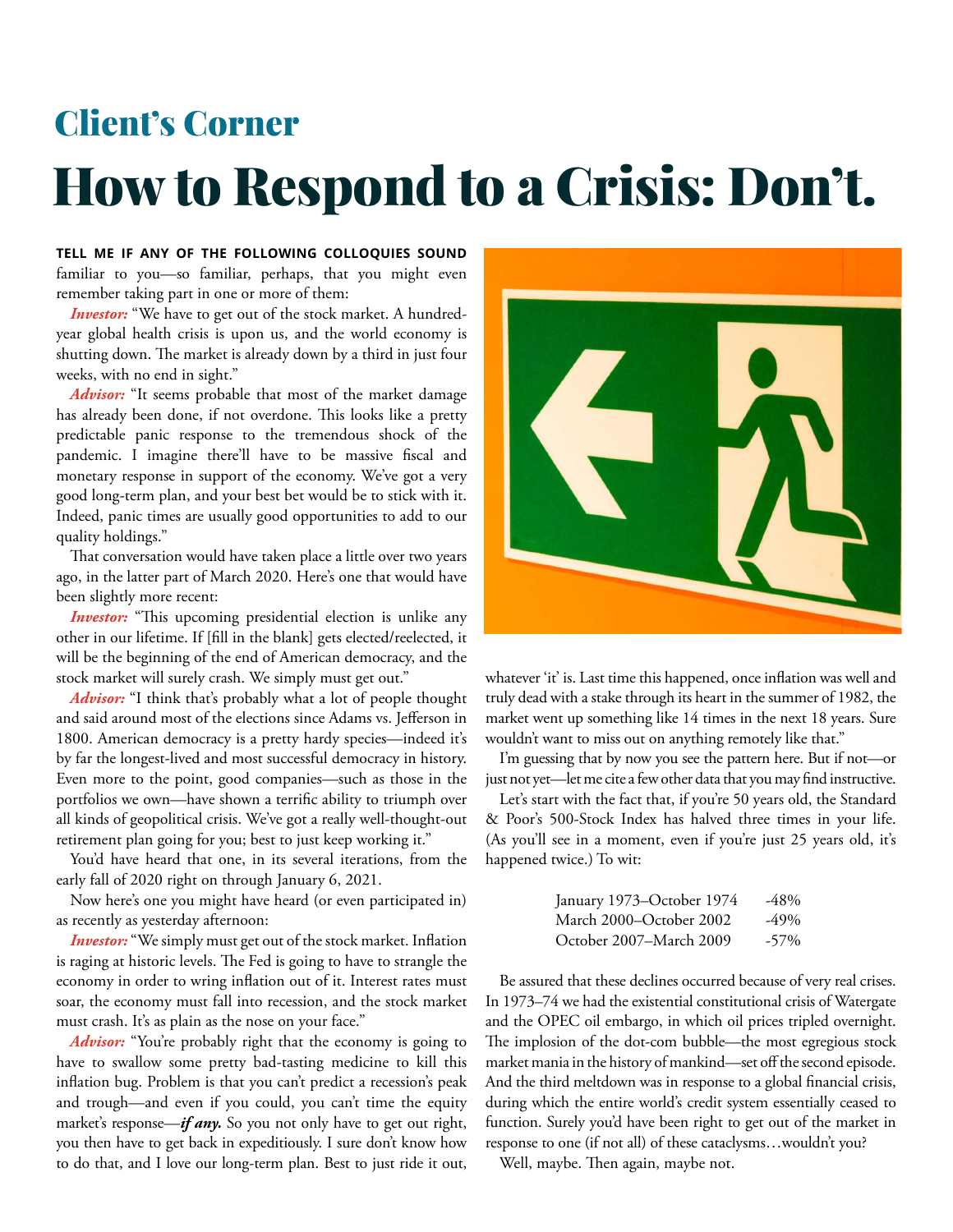## Client's Corner

# How to Respond to a Crisis: Don't.

**TELL ME IF ANY OF THE FOLLOWING COLLOQUIES SOUND** familiar to you—so familiar, perhaps, that you might even remember taking part in one or more of them:

***Investor:*** "We have to get out of the stock market. A hundred-year global health crisis is upon us, and the world economy is shutting down. The market is already down by a third in just four weeks, with no end in sight."

***Advisor:*** "It seems probable that most of the market damage has already been done, if not overdone. This looks like a pretty predictable panic response to the tremendous shock of the pandemic. I imagine there'll have to be massive fiscal and monetary response in support of the economy. We've got a very good long-term plan, and your best bet would be to stick with it. Indeed, panic times are usually good opportunities to add to our quality holdings."

That conversation would have taken place a little over two years ago, in the latter part of March 2020. Here's one that would have been slightly more recent:

***Investor:*** "This upcoming presidential election is unlike any other in our lifetime. If [fill in the blank] gets elected/reelected, it will be the beginning of the end of American democracy, and the stock market will surely crash. We simply must get out."

***Advisor:*** "I think that's probably what a lot of people thought and said around most of the elections since Adams vs. Jefferson in 1800. American democracy is a pretty hardy species—indeed it's by far the longest-lived and most successful democracy in history. Even more to the point, good companies—such as those in the portfolios we own—have shown a terrific ability to triumph over all kinds of geopolitical crisis. We've got a really well-thought-out retirement plan going for you; best to just keep working it."

You'd have heard that one, in its several iterations, from the early fall of 2020 right on through January 6, 2021.

Now here's one you might have heard (or even participated in) as recently as yesterday afternoon:

***Investor:*** "We simply must get out of the stock market. Inflation is raging at historic levels. The Fed is going to have to strangle the economy in order to wring inflation out of it. Interest rates must soar, the economy must fall into recession, and the stock market must crash. It's as plain as the nose on your face."

***Advisor:*** "You're probably right that the economy is going to have to swallow some pretty bad-tasting medicine to kill this inflation bug. Problem is that you can't predict a recession's peak and trough—and even if you could, you can't time the equity market's response—***if any.*** So you not only have to get out right, you then have to get back in expeditiously. I sure don't know how to do that, and I love our long-term plan. Best to just ride it out, whatever 'it' is. Last time this happened, once inflation was well and truly dead with a stake through its heart in the summer of 1982, the market went up something like 14 times in the next 18 years. Sure wouldn't want to miss out on anything remotely like that."

I'm guessing that by now you see the pattern here. But if not—or just not yet—let me cite a few other data that you may find instructive.

Let's start with the fact that, if you're 50 years old, the Standard & Poor's 500-Stock Index has halved three times in your life. (As you'll see in a moment, even if you're just 25 years old, it's happened twice.) To wit:

| | |
|---|---|
| January 1973–October 1974 | -48% |
| March 2000–October 2002 | -49% |
| October 2007–March 2009 | -57% |

Be assured that these declines occurred because of very real crises. In 1973–74 we had the existential constitutional crisis of Watergate and the OPEC oil embargo, in which oil prices tripled overnight. The implosion of the dot-com bubble—the most egregious stock market mania in the history of mankind—set off the second episode. And the third meltdown was in response to a global financial crisis, during which the entire world's credit system essentially ceased to function. Surely you'd have been right to get out of the market in response to one (if not all) of these cataclysms…wouldn't you?

Well, maybe. Then again, maybe not.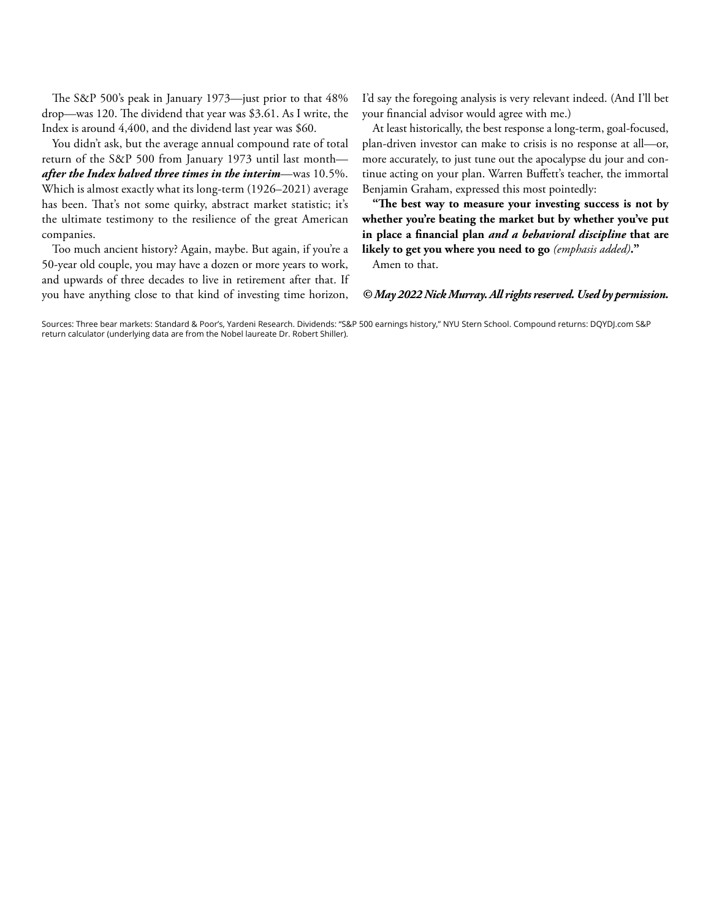The S&P 500's peak in January 1973—just prior to that 48% drop—was 120. The dividend that year was $3.61. As I write, the Index is around 4,400, and the dividend last year was $60.

You didn't ask, but the average annual compound rate of total return of the S&P 500 from January 1973 until last month—***after the Index halved three times in the interim***—was 10.5%. Which is almost exactly what its long-term (1926–2021) average has been. That's not some quirky, abstract market statistic; it's the ultimate testimony to the resilience of the great American companies.

Too much ancient history? Again, maybe. But again, if you're a 50-year old couple, you may have a dozen or more years to work, and upwards of three decades to live in retirement after that. If you have anything close to that kind of investing time horizon, I'd say the foregoing analysis is very relevant indeed. (And I'll bet your financial advisor would agree with me.)

At least historically, the best response a long-term, goal-focused, plan-driven investor can make to crisis is no response at all—or, more accurately, to just tune out the apocalypse du jour and continue acting on your plan. Warren Buffett's teacher, the immortal Benjamin Graham, expressed this most pointedly:

**"The best way to measure your investing success is not by whether you're beating the market but by whether you've put in place a financial plan *and a behavioral discipline* that are likely to get you where you need to go** *(emphasis added)***."**

Amen to that.

***© May 2022 Nick Murray. All rights reserved. Used by permission.***

Sources: Three bear markets: Standard & Poor's, Yardeni Research. Dividends: "S&P 500 earnings history," NYU Stern School. Compound returns: DQYDJ.com S&P return calculator (underlying data are from the Nobel laureate Dr. Robert Shiller).